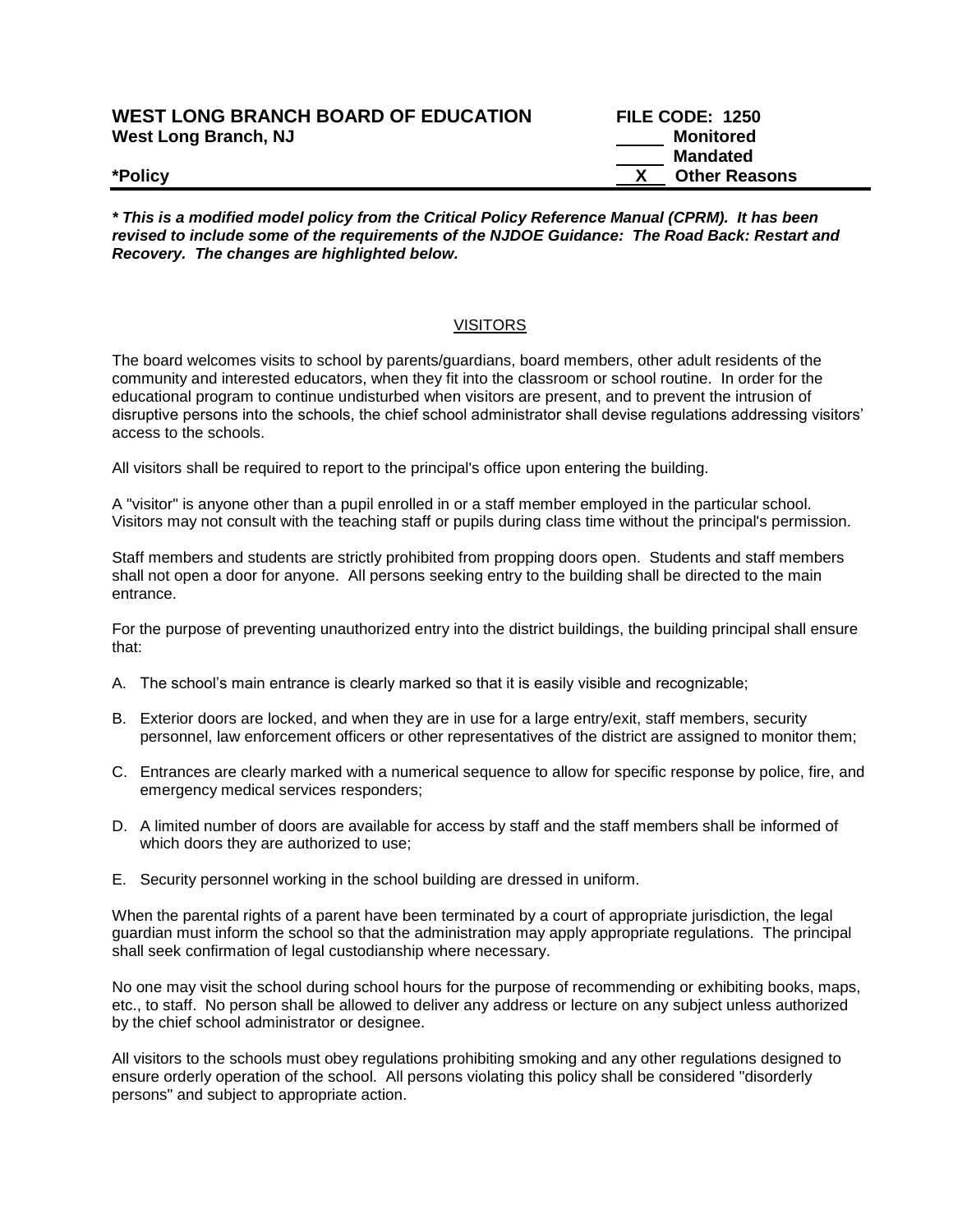**WEST LONG BRANCH BOARD OF EDUCATION** **FILE CODE: 1250**
**West Long Branch, NJ**

_____ **Monitored**
_____ **Mandated**
__X__ **Other Reasons**

***Policy**

***\* This is a modified model policy from the Critical Policy Reference Manual (CPRM). It has been revised to include some of the requirements of the NJDOE Guidance: The Road Back: Restart and Recovery. The changes are highlighted below.***

## VISITORS

The board welcomes visits to school by parents/guardians, board members, other adult residents of the community and interested educators, when they fit into the classroom or school routine. In order for the educational program to continue undisturbed when visitors are present, and to prevent the intrusion of disruptive persons into the schools, the chief school administrator shall devise regulations addressing visitors' access to the schools.

All visitors shall be required to report to the principal's office upon entering the building.

A "visitor" is anyone other than a pupil enrolled in or a staff member employed in the particular school. Visitors may not consult with the teaching staff or pupils during class time without the principal's permission.

Staff members and students are strictly prohibited from propping doors open. Students and staff members shall not open a door for anyone. All persons seeking entry to the building shall be directed to the main entrance.

For the purpose of preventing unauthorized entry into the district buildings, the building principal shall ensure that:

A. The school's main entrance is clearly marked so that it is easily visible and recognizable;

B. Exterior doors are locked, and when they are in use for a large entry/exit, staff members, security personnel, law enforcement officers or other representatives of the district are assigned to monitor them;

C. Entrances are clearly marked with a numerical sequence to allow for specific response by police, fire, and emergency medical services responders;

D. A limited number of doors are available for access by staff and the staff members shall be informed of which doors they are authorized to use;

E. Security personnel working in the school building are dressed in uniform.

When the parental rights of a parent have been terminated by a court of appropriate jurisdiction, the legal guardian must inform the school so that the administration may apply appropriate regulations. The principal shall seek confirmation of legal custodianship where necessary.

No one may visit the school during school hours for the purpose of recommending or exhibiting books, maps, etc., to staff. No person shall be allowed to deliver any address or lecture on any subject unless authorized by the chief school administrator or designee.

All visitors to the schools must obey regulations prohibiting smoking and any other regulations designed to ensure orderly operation of the school. All persons violating this policy shall be considered "disorderly persons" and subject to appropriate action.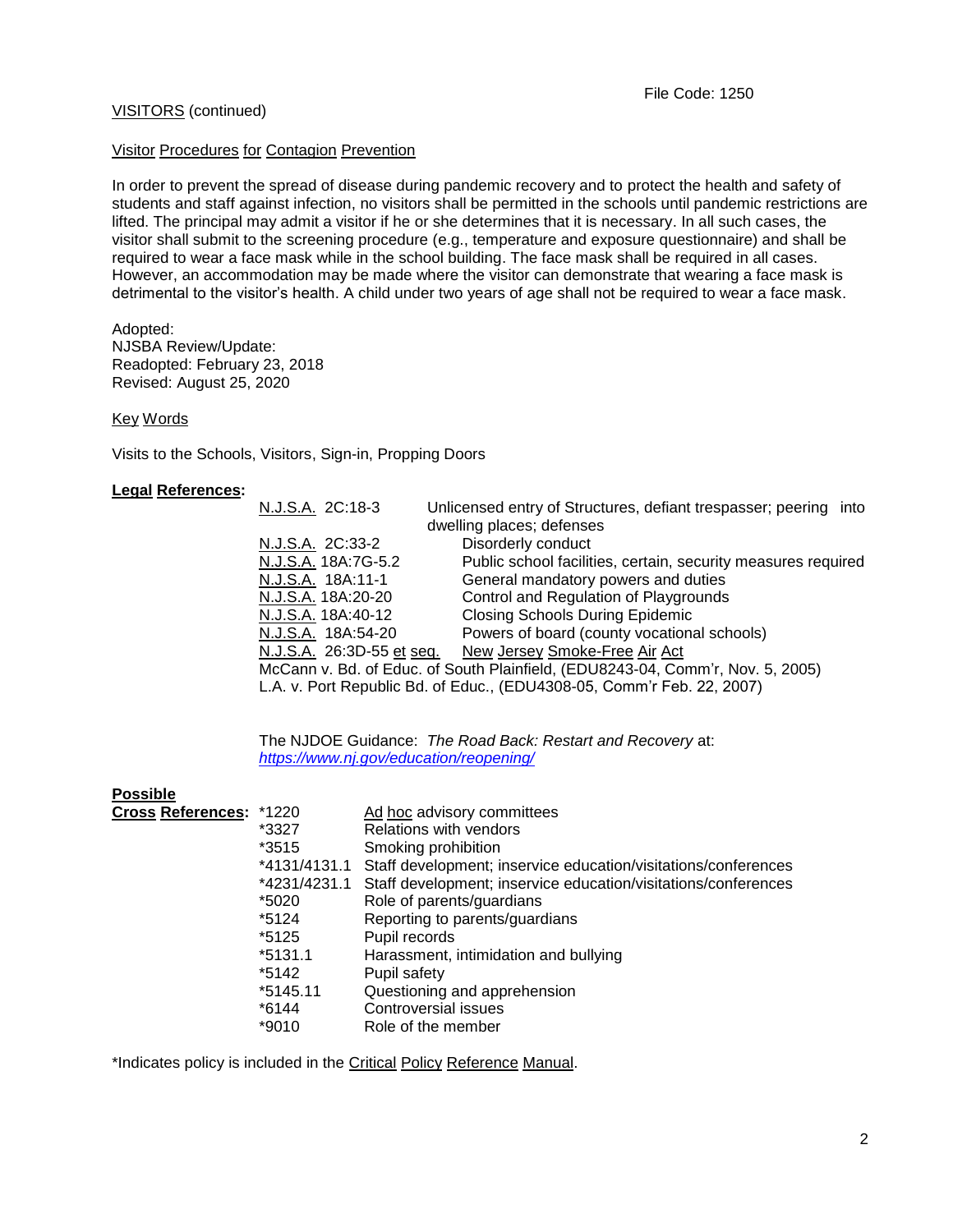File Code: 1250

VISITORS (continued)

Visitor Procedures for Contagion Prevention

In order to prevent the spread of disease during pandemic recovery and to protect the health and safety of students and staff against infection, no visitors shall be permitted in the schools until pandemic restrictions are lifted. The principal may admit a visitor if he or she determines that it is necessary. In all such cases, the visitor shall submit to the screening procedure (e.g., temperature and exposure questionnaire) and shall be required to wear a face mask while in the school building. The face mask shall be required in all cases. However, an accommodation may be made where the visitor can demonstrate that wearing a face mask is detrimental to the visitor's health. A child under two years of age shall not be required to wear a face mask.

Adopted:
NJSBA Review/Update:
Readopted: February 23, 2018
Revised: August 25, 2020

Key Words

Visits to the Schools, Visitors, Sign-in, Propping Doors

**Legal References:**

| | |
|---|---|
| N.J.S.A. 2C:18-3 | Unlicensed entry of Structures, defiant trespasser; peering into dwelling places; defenses |
| N.J.S.A. 2C:33-2 | Disorderly conduct |
| N.J.S.A. 18A:7G-5.2 | Public school facilities, certain, security measures required |
| N.J.S.A. 18A:11-1 | General mandatory powers and duties |
| N.J.S.A. 18A:20-20 | Control and Regulation of Playgrounds |
| N.J.S.A. 18A:40-12 | Closing Schools During Epidemic |
| N.J.S.A. 18A:54-20 | Powers of board (county vocational schools) |
| N.J.S.A. 26:3D-55 et seq. | New Jersey Smoke-Free Air Act |

McCann v. Bd. of Educ. of South Plainfield, (EDU8243-04, Comm'r, Nov. 5, 2005)
L.A. v. Port Republic Bd. of Educ., (EDU4308-05, Comm'r Feb. 22, 2007)

The NJDOE Guidance: *The Road Back: Restart and Recovery* at: *https://www.nj.gov/education/reopening/*

**Possible Cross References:**

| | |
|---|---|
| *1220 | Ad hoc advisory committees |
| *3327 | Relations with vendors |
| *3515 | Smoking prohibition |
| *4131/4131.1 | Staff development; inservice education/visitations/conferences |
| *4231/4231.1 | Staff development; inservice education/visitations/conferences |
| *5020 | Role of parents/guardians |
| *5124 | Reporting to parents/guardians |
| *5125 | Pupil records |
| *5131.1 | Harassment, intimidation and bullying |
| *5142 | Pupil safety |
| *5145.11 | Questioning and apprehension |
| *6144 | Controversial issues |
| *9010 | Role of the member |

*Indicates policy is included in the Critical Policy Reference Manual.